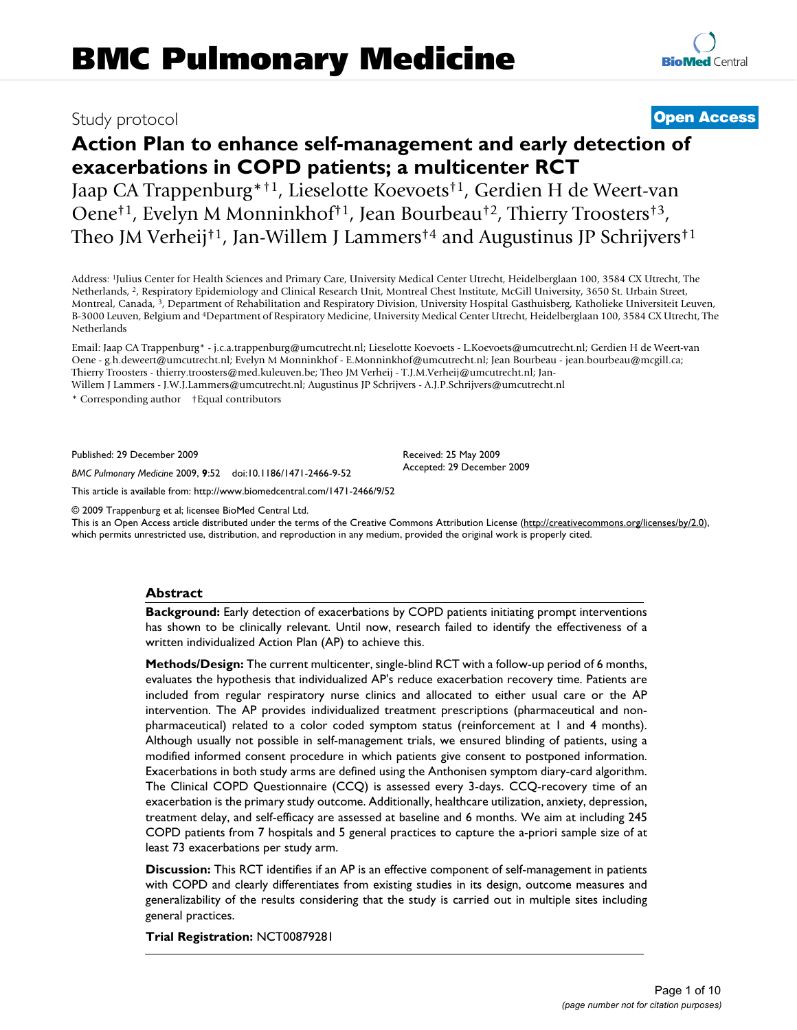# BMC Pulmonary Medicine

Study protocol

**Open Access**

## Action Plan to enhance self-management and early detection of exacerbations in COPD patients; a multicenter RCT

Jaap CA Trappenburg*[†1], Lieselotte Koevoets[†1], Gerdien H de Weert-van Oene[†1], Evelyn M Monninkhof[†1], Jean Bourbeau[†2], Thierry Troosters[†3], Theo JM Verheij[†1], Jan-Willem J Lammers[†4] and Augustinus JP Schrijvers[†1]

Address: [1]Julius Center for Health Sciences and Primary Care, University Medical Center Utrecht, Heidelberglaan 100, 3584 CX Utrecht, The Netherlands, [2], Respiratory Epidemiology and Clinical Research Unit, Montreal Chest Institute, McGill University, 3650 St. Urbain Street, Montreal, Canada, [3], Department of Rehabilitation and Respiratory Division, University Hospital Gasthuisberg, Katholieke Universiteit Leuven, B-3000 Leuven, Belgium and [4]Department of Respiratory Medicine, University Medical Center Utrecht, Heidelberglaan 100, 3584 CX Utrecht, The Netherlands

Email: Jaap CA Trappenburg* - j.c.a.trappenburg@umcutrecht.nl; Lieselotte Koevoets - L.Koevoets@umcutrecht.nl; Gerdien H de Weert-van Oene - g.h.deweert@umcutrecht.nl; Evelyn M Monninkhof - E.Monninkhof@umcutrecht.nl; Jean Bourbeau - jean.bourbeau@mcgill.ca; Thierry Troosters - thierry.troosters@med.kuleuven.be; Theo JM Verheij - T.J.M.Verheij@umcutrecht.nl; Jan-Willem J Lammers - J.W.J.Lammers@umcutrecht.nl; Augustinus JP Schrijvers - A.J.P.Schrijvers@umcutrecht.nl

\* Corresponding author †Equal contributors

Published: 29 December 2009

*BMC Pulmonary Medicine* 2009, **9**:52 doi:10.1186/1471-2466-9-52

Received: 25 May 2009
Accepted: 29 December 2009

This article is available from: http://www.biomedcentral.com/1471-2466/9/52

© 2009 Trappenburg et al; licensee BioMed Central Ltd.
This is an Open Access article distributed under the terms of the Creative Commons Attribution License (http://creativecommons.org/licenses/by/2.0), which permits unrestricted use, distribution, and reproduction in any medium, provided the original work is properly cited.

### Abstract

**Background:** Early detection of exacerbations by COPD patients initiating prompt interventions has shown to be clinically relevant. Until now, research failed to identify the effectiveness of a written individualized Action Plan (AP) to achieve this.

**Methods/Design:** The current multicenter, single-blind RCT with a follow-up period of 6 months, evaluates the hypothesis that individualized AP's reduce exacerbation recovery time. Patients are included from regular respiratory nurse clinics and allocated to either usual care or the AP intervention. The AP provides individualized treatment prescriptions (pharmaceutical and non-pharmaceutical) related to a color coded symptom status (reinforcement at 1 and 4 months). Although usually not possible in self-management trials, we ensured blinding of patients, using a modified informed consent procedure in which patients give consent to postponed information. Exacerbations in both study arms are defined using the Anthonisen symptom diary-card algorithm. The Clinical COPD Questionnaire (CCQ) is assessed every 3-days. CCQ-recovery time of an exacerbation is the primary study outcome. Additionally, healthcare utilization, anxiety, depression, treatment delay, and self-efficacy are assessed at baseline and 6 months. We aim at including 245 COPD patients from 7 hospitals and 5 general practices to capture the a-priori sample size of at least 73 exacerbations per study arm.

**Discussion:** This RCT identifies if an AP is an effective component of self-management in patients with COPD and clearly differentiates from existing studies in its design, outcome measures and generalizability of the results considering that the study is carried out in multiple sites including general practices.

**Trial Registration:** NCT00879281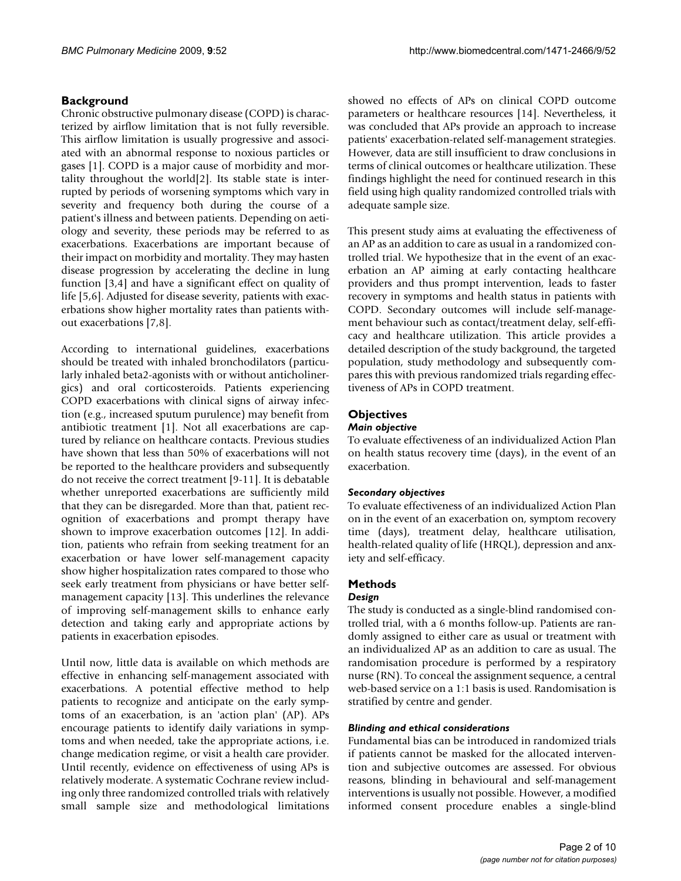## Background

Chronic obstructive pulmonary disease (COPD) is characterized by airflow limitation that is not fully reversible. This airflow limitation is usually progressive and associated with an abnormal response to noxious particles or gases [1]. COPD is a major cause of morbidity and mortality throughout the world[2]. Its stable state is interrupted by periods of worsening symptoms which vary in severity and frequency both during the course of a patient's illness and between patients. Depending on aetiology and severity, these periods may be referred to as exacerbations. Exacerbations are important because of their impact on morbidity and mortality. They may hasten disease progression by accelerating the decline in lung function [3,4] and have a significant effect on quality of life [5,6]. Adjusted for disease severity, patients with exacerbations show higher mortality rates than patients without exacerbations [7,8].

According to international guidelines, exacerbations should be treated with inhaled bronchodilators (particularly inhaled beta2-agonists with or without anticholinergics) and oral corticosteroids. Patients experiencing COPD exacerbations with clinical signs of airway infection (e.g., increased sputum purulence) may benefit from antibiotic treatment [1]. Not all exacerbations are captured by reliance on healthcare contacts. Previous studies have shown that less than 50% of exacerbations will not be reported to the healthcare providers and subsequently do not receive the correct treatment [9-11]. It is debatable whether unreported exacerbations are sufficiently mild that they can be disregarded. More than that, patient recognition of exacerbations and prompt therapy have shown to improve exacerbation outcomes [12]. In addition, patients who refrain from seeking treatment for an exacerbation or have lower self-management capacity show higher hospitalization rates compared to those who seek early treatment from physicians or have better self-management capacity [13]. This underlines the relevance of improving self-management skills to enhance early detection and taking early and appropriate actions by patients in exacerbation episodes.

Until now, little data is available on which methods are effective in enhancing self-management associated with exacerbations. A potential effective method to help patients to recognize and anticipate on the early symptoms of an exacerbation, is an 'action plan' (AP). APs encourage patients to identify daily variations in symptoms and when needed, take the appropriate actions, i.e. change medication regime, or visit a health care provider. Until recently, evidence on effectiveness of using APs is relatively moderate. A systematic Cochrane review including only three randomized controlled trials with relatively small sample size and methodological limitations showed no effects of APs on clinical COPD outcome parameters or healthcare resources [14]. Nevertheless, it was concluded that APs provide an approach to increase patients' exacerbation-related self-management strategies. However, data are still insufficient to draw conclusions in terms of clinical outcomes or healthcare utilization. These findings highlight the need for continued research in this field using high quality randomized controlled trials with adequate sample size.

This present study aims at evaluating the effectiveness of an AP as an addition to care as usual in a randomized controlled trial. We hypothesize that in the event of an exacerbation an AP aiming at early contacting healthcare providers and thus prompt intervention, leads to faster recovery in symptoms and health status in patients with COPD. Secondary outcomes will include self-management behaviour such as contact/treatment delay, self-efficacy and healthcare utilization. This article provides a detailed description of the study background, the targeted population, study methodology and subsequently compares this with previous randomized trials regarding effectiveness of APs in COPD treatment.

## Objectives

### *Main objective*

To evaluate effectiveness of an individualized Action Plan on health status recovery time (days), in the event of an exacerbation.

### *Secondary objectives*

To evaluate effectiveness of an individualized Action Plan on in the event of an exacerbation on, symptom recovery time (days), treatment delay, healthcare utilisation, health-related quality of life (HRQL), depression and anxiety and self-efficacy.

## Methods

### *Design*

The study is conducted as a single-blind randomised controlled trial, with a 6 months follow-up. Patients are randomly assigned to either care as usual or treatment with an individualized AP as an addition to care as usual. The randomisation procedure is performed by a respiratory nurse (RN). To conceal the assignment sequence, a central web-based service on a 1:1 basis is used. Randomisation is stratified by centre and gender.

### *Blinding and ethical considerations*

Fundamental bias can be introduced in randomized trials if patients cannot be masked for the allocated intervention and subjective outcomes are assessed. For obvious reasons, blinding in behavioural and self-management interventions is usually not possible. However, a modified informed consent procedure enables a single-blind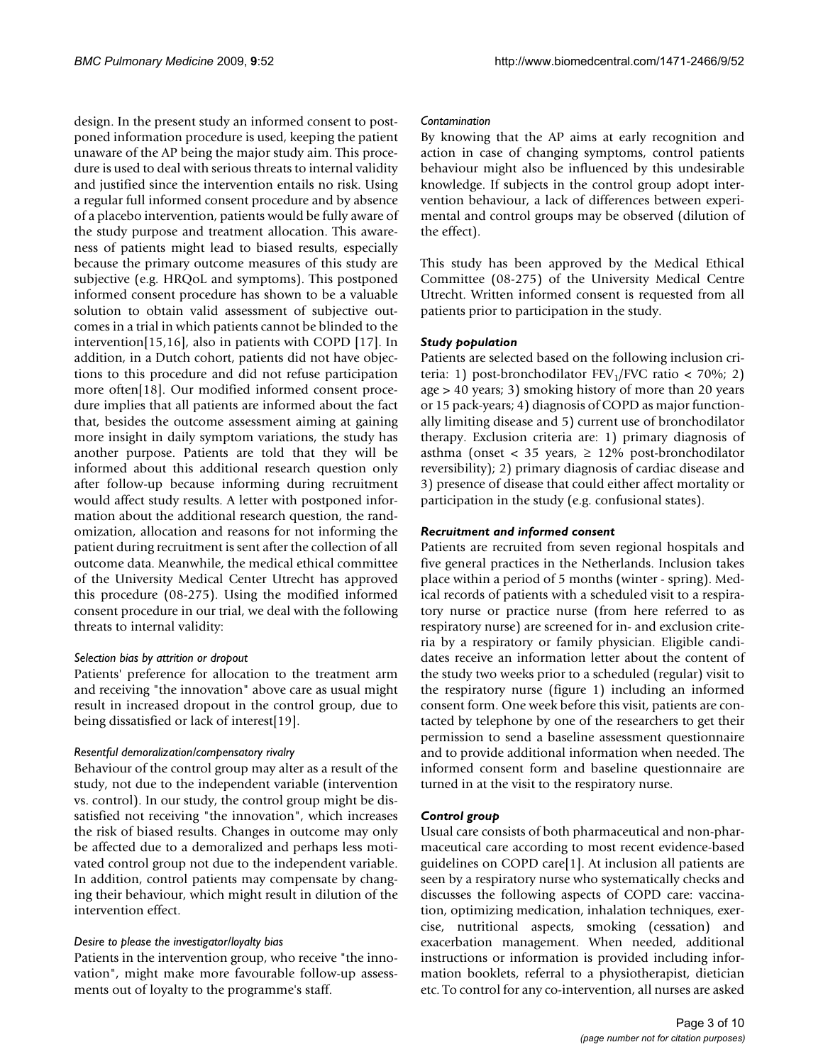design. In the present study an informed consent to postponed information procedure is used, keeping the patient unaware of the AP being the major study aim. This procedure is used to deal with serious threats to internal validity and justified since the intervention entails no risk. Using a regular full informed consent procedure and by absence of a placebo intervention, patients would be fully aware of the study purpose and treatment allocation. This awareness of patients might lead to biased results, especially because the primary outcome measures of this study are subjective (e.g. HRQoL and symptoms). This postponed informed consent procedure has shown to be a valuable solution to obtain valid assessment of subjective outcomes in a trial in which patients cannot be blinded to the intervention[15,16], also in patients with COPD [17]. In addition, in a Dutch cohort, patients did not have objections to this procedure and did not refuse participation more often[18]. Our modified informed consent procedure implies that all patients are informed about the fact that, besides the outcome assessment aiming at gaining more insight in daily symptom variations, the study has another purpose. Patients are told that they will be informed about this additional research question only after follow-up because informing during recruitment would affect study results. A letter with postponed information about the additional research question, the randomization, allocation and reasons for not informing the patient during recruitment is sent after the collection of all outcome data. Meanwhile, the medical ethical committee of the University Medical Center Utrecht has approved this procedure (08-275). Using the modified informed consent procedure in our trial, we deal with the following threats to internal validity:

#### *Selection bias by attrition or dropout*

Patients' preference for allocation to the treatment arm and receiving "the innovation" above care as usual might result in increased dropout in the control group, due to being dissatisfied or lack of interest[19].

#### *Resentful demoralization/compensatory rivalry*

Behaviour of the control group may alter as a result of the study, not due to the independent variable (intervention vs. control). In our study, the control group might be dissatisfied not receiving "the innovation", which increases the risk of biased results. Changes in outcome may only be affected due to a demoralized and perhaps less motivated control group not due to the independent variable. In addition, control patients may compensate by changing their behaviour, which might result in dilution of the intervention effect.

#### *Desire to please the investigator/loyalty bias*

Patients in the intervention group, who receive "the innovation", might make more favourable follow-up assessments out of loyalty to the programme's staff.

#### *Contamination*

By knowing that the AP aims at early recognition and action in case of changing symptoms, control patients behaviour might also be influenced by this undesirable knowledge. If subjects in the control group adopt intervention behaviour, a lack of differences between experimental and control groups may be observed (dilution of the effect).

This study has been approved by the Medical Ethical Committee (08-275) of the University Medical Centre Utrecht. Written informed consent is requested from all patients prior to participation in the study.

### *Study population*

Patients are selected based on the following inclusion criteria: 1) post-bronchodilator $FEV_1/FVC$ ratio < 70%; 2) age > 40 years; 3) smoking history of more than 20 years or 15 pack-years; 4) diagnosis of COPD as major functionally limiting disease and 5) current use of bronchodilator therapy. Exclusion criteria are: 1) primary diagnosis of asthma (onset < 35 years, ≥ 12% post-bronchodilator reversibility); 2) primary diagnosis of cardiac disease and 3) presence of disease that could either affect mortality or participation in the study (e.g. confusional states).

### *Recruitment and informed consent*

Patients are recruited from seven regional hospitals and five general practices in the Netherlands. Inclusion takes place within a period of 5 months (winter - spring). Medical records of patients with a scheduled visit to a respiratory nurse or practice nurse (from here referred to as respiratory nurse) are screened for in- and exclusion criteria by a respiratory or family physician. Eligible candidates receive an information letter about the content of the study two weeks prior to a scheduled (regular) visit to the respiratory nurse (figure 1) including an informed consent form. One week before this visit, patients are contacted by telephone by one of the researchers to get their permission to send a baseline assessment questionnaire and to provide additional information when needed. The informed consent form and baseline questionnaire are turned in at the visit to the respiratory nurse.

### *Control group*

Usual care consists of both pharmaceutical and non-pharmaceutical care according to most recent evidence-based guidelines on COPD care[1]. At inclusion all patients are seen by a respiratory nurse who systematically checks and discusses the following aspects of COPD care: vaccination, optimizing medication, inhalation techniques, exercise, nutritional aspects, smoking (cessation) and exacerbation management. When needed, additional instructions or information is provided including information booklets, referral to a physiotherapist, dietician etc. To control for any co-intervention, all nurses are asked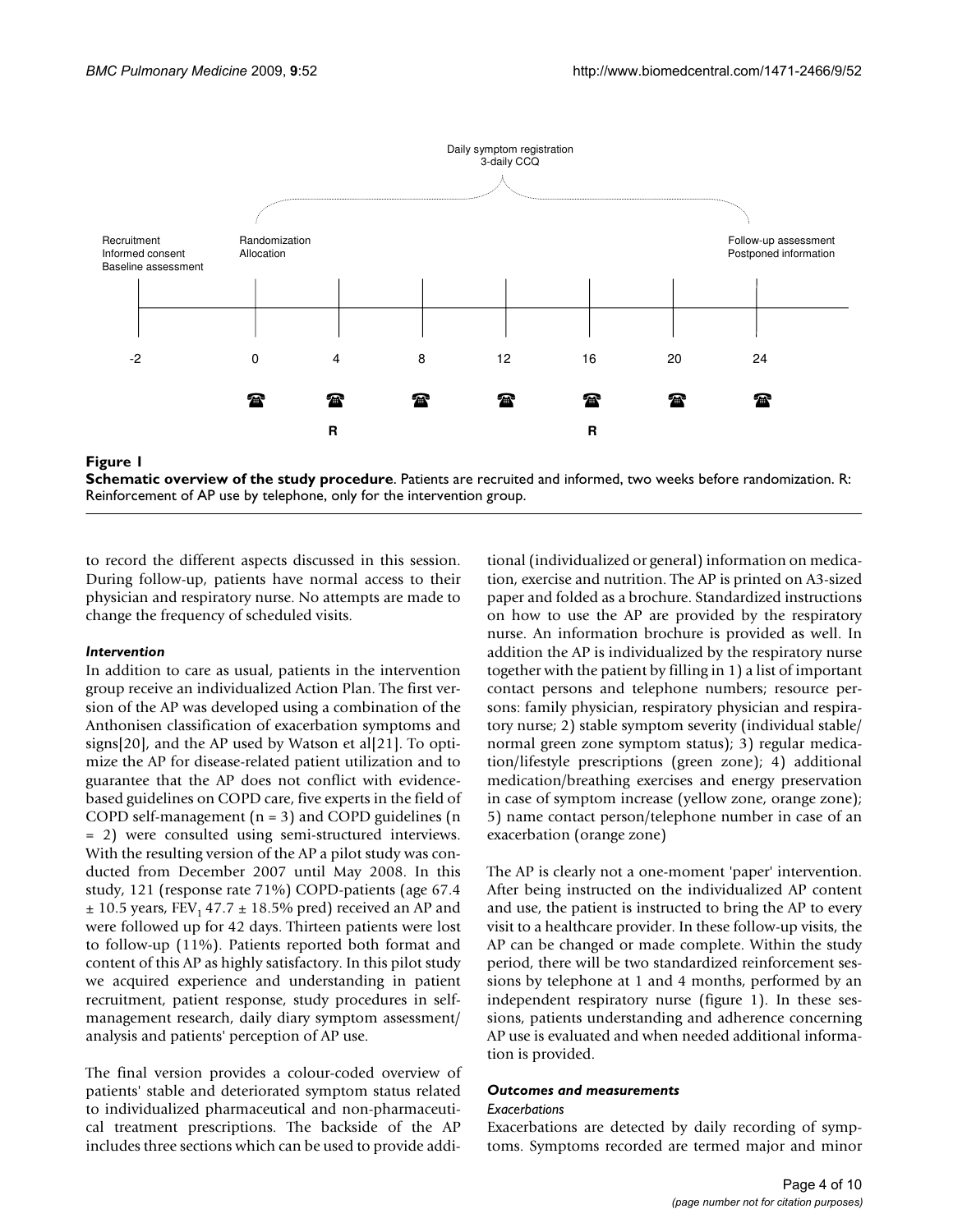Daily symptom registration
3-daily CCQ

Recruitment
Informed consent
Baseline assessment

Randomization
Allocation

Follow-up assessment
Postponed information

-2 0 4 8 12 16 20 24

R R

**Figure 1**
**Schematic overview of the study procedure**. Patients are recruited and informed, two weeks before randomization. R: Reinforcement of AP use by telephone, only for the intervention group.

to record the different aspects discussed in this session. During follow-up, patients have normal access to their physician and respiratory nurse. No attempts are made to change the frequency of scheduled visits.

### *Intervention*

In addition to care as usual, patients in the intervention group receive an individualized Action Plan. The first version of the AP was developed using a combination of the Anthonisen classification of exacerbation symptoms and signs[20], and the AP used by Watson et al[21]. To optimize the AP for disease-related patient utilization and to guarantee that the AP does not conflict with evidence-based guidelines on COPD care, five experts in the field of COPD self-management (n = 3) and COPD guidelines (n = 2) were consulted using semi-structured interviews. With the resulting version of the AP a pilot study was conducted from December 2007 until May 2008. In this study, 121 (response rate 71%) COPD-patients (age 67.4 ± 10.5 years, $FEV_1$ 47.7 ± 18.5% pred) received an AP and were followed up for 42 days. Thirteen patients were lost to follow-up (11%). Patients reported both format and content of this AP as highly satisfactory. In this pilot study we acquired experience and understanding in patient recruitment, patient response, study procedures in self-management research, daily diary symptom assessment/analysis and patients' perception of AP use.

The final version provides a colour-coded overview of patients' stable and deteriorated symptom status related to individualized pharmaceutical and non-pharmaceutical treatment prescriptions. The backside of the AP includes three sections which can be used to provide additional (individualized or general) information on medication, exercise and nutrition. The AP is printed on A3-sized paper and folded as a brochure. Standardized instructions on how to use the AP are provided by the respiratory nurse. An information brochure is provided as well. In addition the AP is individualized by the respiratory nurse together with the patient by filling in 1) a list of important contact persons and telephone numbers; resource persons: family physician, respiratory physician and respiratory nurse; 2) stable symptom severity (individual stable/normal green zone symptom status); 3) regular medication/lifestyle prescriptions (green zone); 4) additional medication/breathing exercises and energy preservation in case of symptom increase (yellow zone, orange zone); 5) name contact person/telephone number in case of an exacerbation (orange zone)

The AP is clearly not a one-moment 'paper' intervention. After being instructed on the individualized AP content and use, the patient is instructed to bring the AP to every visit to a healthcare provider. In these follow-up visits, the AP can be changed or made complete. Within the study period, there will be two standardized reinforcement sessions by telephone at 1 and 4 months, performed by an independent respiratory nurse (figure 1). In these sessions, patients understanding and adherence concerning AP use is evaluated and when needed additional information is provided.

### *Outcomes and measurements*

#### *Exacerbations*

Exacerbations are detected by daily recording of symptoms. Symptoms recorded are termed major and minor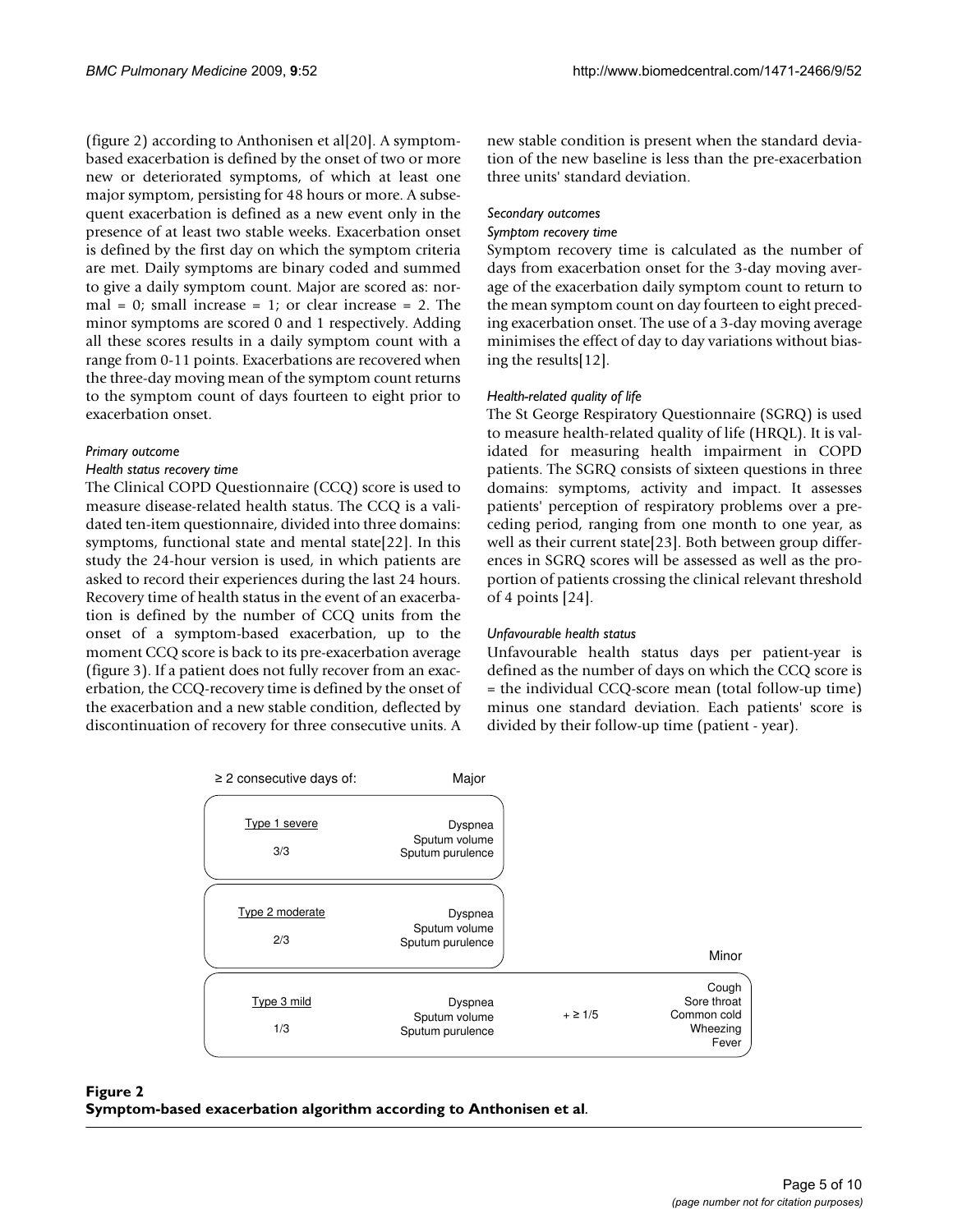(figure 2) according to Anthonisen et al[20]. A symptom-based exacerbation is defined by the onset of two or more new or deteriorated symptoms, of which at least one major symptom, persisting for 48 hours or more. A subsequent exacerbation is defined as a new event only in the presence of at least two stable weeks. Exacerbation onset is defined by the first day on which the symptom criteria are met. Daily symptoms are binary coded and summed to give a daily symptom count. Major are scored as: normal = 0; small increase = 1; or clear increase = 2. The minor symptoms are scored 0 and 1 respectively. Adding all these scores results in a daily symptom count with a range from 0-11 points. Exacerbations are recovered when the three-day moving mean of the symptom count returns to the symptom count of days fourteen to eight prior to exacerbation onset.

### *Primary outcome*

#### *Health status recovery time*

The Clinical COPD Questionnaire (CCQ) score is used to measure disease-related health status. The CCQ is a validated ten-item questionnaire, divided into three domains: symptoms, functional state and mental state[22]. In this study the 24-hour version is used, in which patients are asked to record their experiences during the last 24 hours. Recovery time of health status in the event of an exacerbation is defined by the number of CCQ units from the onset of a symptom-based exacerbation, up to the moment CCQ score is back to its pre-exacerbation average (figure 3). If a patient does not fully recover from an exacerbation, the CCQ-recovery time is defined by the onset of the exacerbation and a new stable condition, deflected by discontinuation of recovery for three consecutive units. A new stable condition is present when the standard deviation of the new baseline is less than the pre-exacerbation three units' standard deviation.

### *Secondary outcomes*

#### *Symptom recovery time*

Symptom recovery time is calculated as the number of days from exacerbation onset for the 3-day moving average of the exacerbation daily symptom count to return to the mean symptom count on day fourteen to eight preceding exacerbation onset. The use of a 3-day moving average minimises the effect of day to day variations without biasing the results[12].

#### *Health-related quality of life*

The St George Respiratory Questionnaire (SGRQ) is used to measure health-related quality of life (HRQL). It is validated for measuring health impairment in COPD patients. The SGRQ consists of sixteen questions in three domains: symptoms, activity and impact. It assesses patients' perception of respiratory problems over a preceding period, ranging from one month to one year, as well as their current state[23]. Both between group differences in SGRQ scores will be assessed as well as the proportion of patients crossing the clinical relevant threshold of 4 points [24].

#### *Unfavourable health status*

Unfavourable health status days per patient-year is defined as the number of days on which the CCQ score is = the individual CCQ-score mean (total follow-up time) minus one standard deviation. Each patients' score is divided by their follow-up time (patient - year).

| ≥ 2 consecutive days of: | Major | | Minor |
| --- | --- | --- | --- |
| Type 1 severe 3/3 | Dyspnea, Sputum volume, Sputum purulence | | |
| Type 2 moderate 2/3 | Dyspnea, Sputum volume, Sputum purulence | | |
| Type 3 mild 1/3 | Dyspnea, Sputum volume, Sputum purulence | + ≥ 1/5 | Cough, Sore throat, Common cold, Wheezing, Fever |

**Figure 2**
**Symptom-based exacerbation algorithm according to Anthonisen et al**.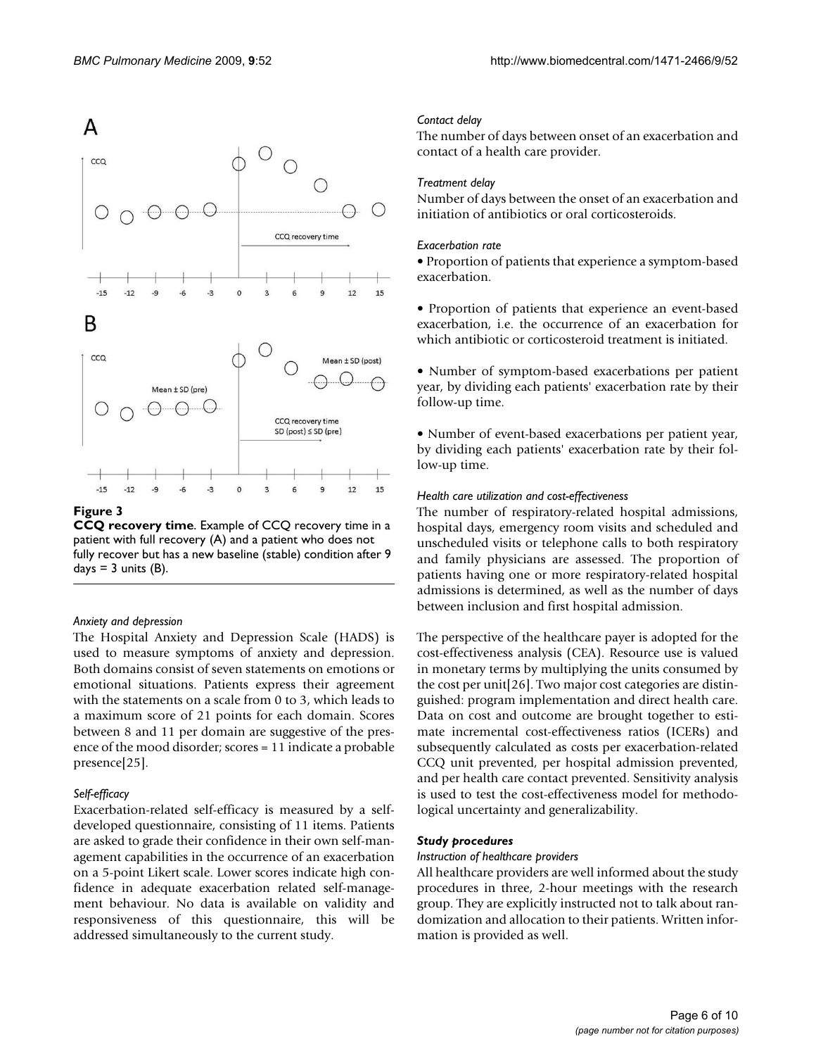**Figure 3**

**CCQ recovery time**. Example of CCQ recovery time in a patient with full recovery (A) and a patient who does not fully recover but has a new baseline (stable) condition after 9 days = 3 units (B).

*Anxiety and depression*

The Hospital Anxiety and Depression Scale (HADS) is used to measure symptoms of anxiety and depression. Both domains consist of seven statements on emotions or emotional situations. Patients express their agreement with the statements on a scale from 0 to 3, which leads to a maximum score of 21 points for each domain. Scores between 8 and 11 per domain are suggestive of the presence of the mood disorder; scores = 11 indicate a probable presence[25].

*Self-efficacy*

Exacerbation-related self-efficacy is measured by a self-developed questionnaire, consisting of 11 items. Patients are asked to grade their confidence in their own self-management capabilities in the occurrence of an exacerbation on a 5-point Likert scale. Lower scores indicate high confidence in adequate exacerbation related self-management behaviour. No data is available on validity and responsiveness of this questionnaire, this will be addressed simultaneously to the current study.

*Contact delay*

The number of days between onset of an exacerbation and contact of a health care provider.

*Treatment delay*

Number of days between the onset of an exacerbation and initiation of antibiotics or oral corticosteroids.

*Exacerbation rate*

• Proportion of patients that experience a symptom-based exacerbation.

• Proportion of patients that experience an event-based exacerbation, i.e. the occurrence of an exacerbation for which antibiotic or corticosteroid treatment is initiated.

• Number of symptom-based exacerbations per patient year, by dividing each patients' exacerbation rate by their follow-up time.

• Number of event-based exacerbations per patient year, by dividing each patients' exacerbation rate by their follow-up time.

*Health care utilization and cost-effectiveness*

The number of respiratory-related hospital admissions, hospital days, emergency room visits and scheduled and unscheduled visits or telephone calls to both respiratory and family physicians are assessed. The proportion of patients having one or more respiratory-related hospital admissions is determined, as well as the number of days between inclusion and first hospital admission.

The perspective of the healthcare payer is adopted for the cost-effectiveness analysis (CEA). Resource use is valued in monetary terms by multiplying the units consumed by the cost per unit[26]. Two major cost categories are distinguished: program implementation and direct health care. Data on cost and outcome are brought together to estimate incremental cost-effectiveness ratios (ICERs) and subsequently calculated as costs per exacerbation-related CCQ unit prevented, per hospital admission prevented, and per health care contact prevented. Sensitivity analysis is used to test the cost-effectiveness model for methodological uncertainty and generalizability.

***Study procedures***

*Instruction of healthcare providers*

All healthcare providers are well informed about the study procedures in three, 2-hour meetings with the research group. They are explicitly instructed not to talk about randomization and allocation to their patients. Written information is provided as well.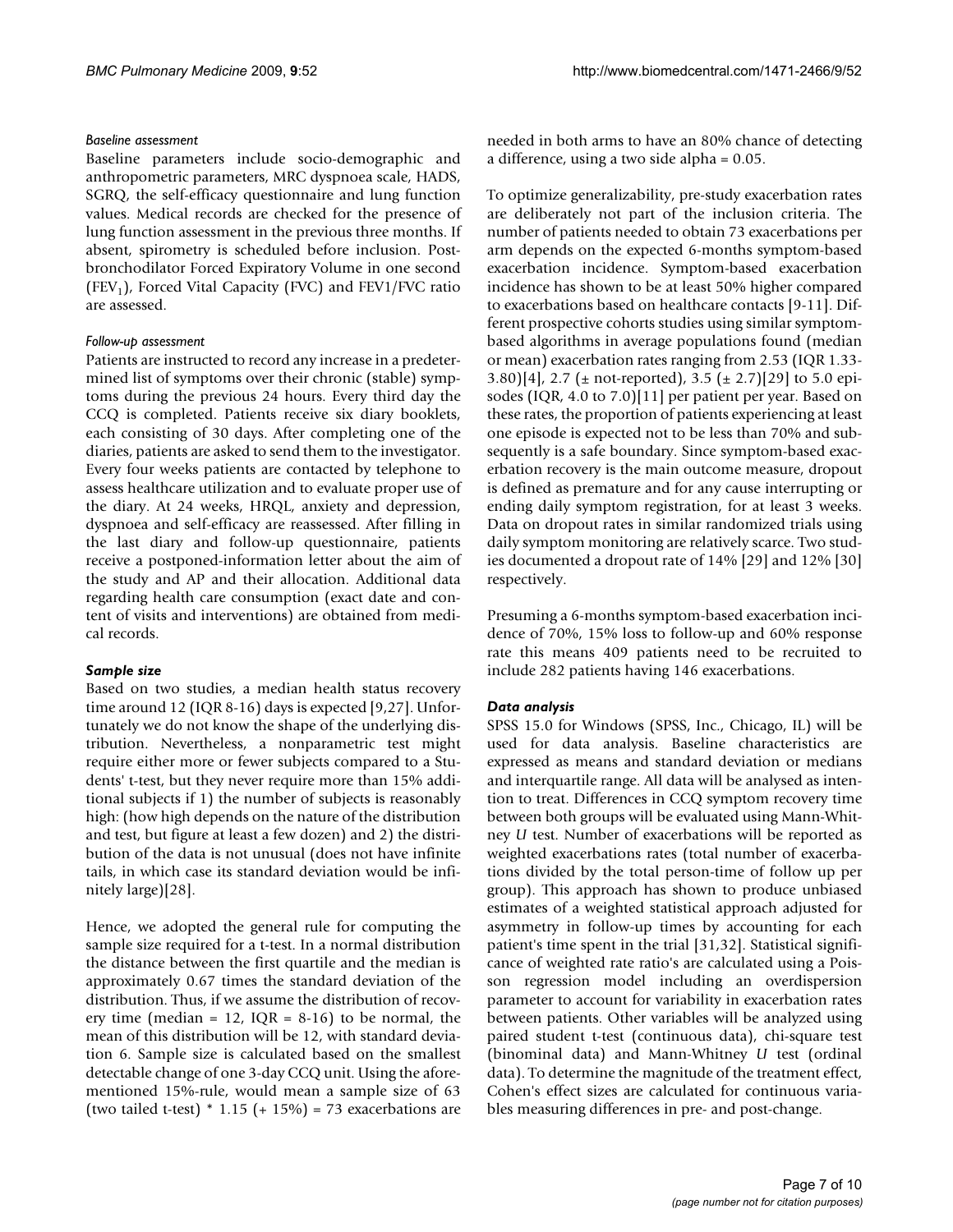#### *Baseline assessment*

Baseline parameters include socio-demographic and anthropometric parameters, MRC dyspnoea scale, HADS, SGRQ, the self-efficacy questionnaire and lung function values. Medical records are checked for the presence of lung function assessment in the previous three months. If absent, spirometry is scheduled before inclusion. Post-bronchodilator Forced Expiratory Volume in one second ($FEV_1$), Forced Vital Capacity (FVC) and FEV1/FVC ratio are assessed.

#### *Follow-up assessment*

Patients are instructed to record any increase in a predetermined list of symptoms over their chronic (stable) symptoms during the previous 24 hours. Every third day the CCQ is completed. Patients receive six diary booklets, each consisting of 30 days. After completing one of the diaries, patients are asked to send them to the investigator. Every four weeks patients are contacted by telephone to assess healthcare utilization and to evaluate proper use of the diary. At 24 weeks, HRQL, anxiety and depression, dyspnoea and self-efficacy are reassessed. After filling in the last diary and follow-up questionnaire, patients receive a postponed-information letter about the aim of the study and AP and their allocation. Additional data regarding health care consumption (exact date and content of visits and interventions) are obtained from medical records.

### *Sample size*

Based on two studies, a median health status recovery time around 12 (IQR 8-16) days is expected [9,27]. Unfortunately we do not know the shape of the underlying distribution. Nevertheless, a nonparametric test might require either more or fewer subjects compared to a Students' t-test, but they never require more than 15% additional subjects if 1) the number of subjects is reasonably high: (how high depends on the nature of the distribution and test, but figure at least a few dozen) and 2) the distribution of the data is not unusual (does not have infinite tails, in which case its standard deviation would be infinitely large)[28].

Hence, we adopted the general rule for computing the sample size required for a t-test. In a normal distribution the distance between the first quartile and the median is approximately 0.67 times the standard deviation of the distribution. Thus, if we assume the distribution of recovery time (median = 12, IQR = 8-16) to be normal, the mean of this distribution will be 12, with standard deviation 6. Sample size is calculated based on the smallest detectable change of one 3-day CCQ unit. Using the aforementioned 15%-rule, would mean a sample size of 63 (two tailed t-test) * 1.15 (+ 15%) = 73 exacerbations are needed in both arms to have an 80% chance of detecting a difference, using a two side alpha = 0.05.

To optimize generalizability, pre-study exacerbation rates are deliberately not part of the inclusion criteria. The number of patients needed to obtain 73 exacerbations per arm depends on the expected 6-months symptom-based exacerbation incidence. Symptom-based exacerbation incidence has shown to be at least 50% higher compared to exacerbations based on healthcare contacts [9-11]. Different prospective cohorts studies using similar symptom-based algorithms in average populations found (median or mean) exacerbation rates ranging from 2.53 (IQR 1.33-3.80)[4], 2.7 (± not-reported), 3.5 (± 2.7)[29] to 5.0 episodes (IQR, 4.0 to 7.0)[11] per patient per year. Based on these rates, the proportion of patients experiencing at least one episode is expected not to be less than 70% and subsequently is a safe boundary. Since symptom-based exacerbation recovery is the main outcome measure, dropout is defined as premature and for any cause interrupting or ending daily symptom registration, for at least 3 weeks. Data on dropout rates in similar randomized trials using daily symptom monitoring are relatively scarce. Two studies documented a dropout rate of 14% [29] and 12% [30] respectively.

Presuming a 6-months symptom-based exacerbation incidence of 70%, 15% loss to follow-up and 60% response rate this means 409 patients need to be recruited to include 282 patients having 146 exacerbations.

### *Data analysis*

SPSS 15.0 for Windows (SPSS, Inc., Chicago, IL) will be used for data analysis. Baseline characteristics are expressed as means and standard deviation or medians and interquartile range. All data will be analysed as intention to treat. Differences in CCQ symptom recovery time between both groups will be evaluated using Mann-Whitney *U* test. Number of exacerbations will be reported as weighted exacerbations rates (total number of exacerbations divided by the total person-time of follow up per group). This approach has shown to produce unbiased estimates of a weighted statistical approach adjusted for asymmetry in follow-up times by accounting for each patient's time spent in the trial [31,32]. Statistical significance of weighted rate ratio's are calculated using a Poisson regression model including an overdispersion parameter to account for variability in exacerbation rates between patients. Other variables will be analyzed using paired student t-test (continuous data), chi-square test (binominal data) and Mann-Whitney *U* test (ordinal data). To determine the magnitude of the treatment effect, Cohen's effect sizes are calculated for continuous variables measuring differences in pre- and post-change.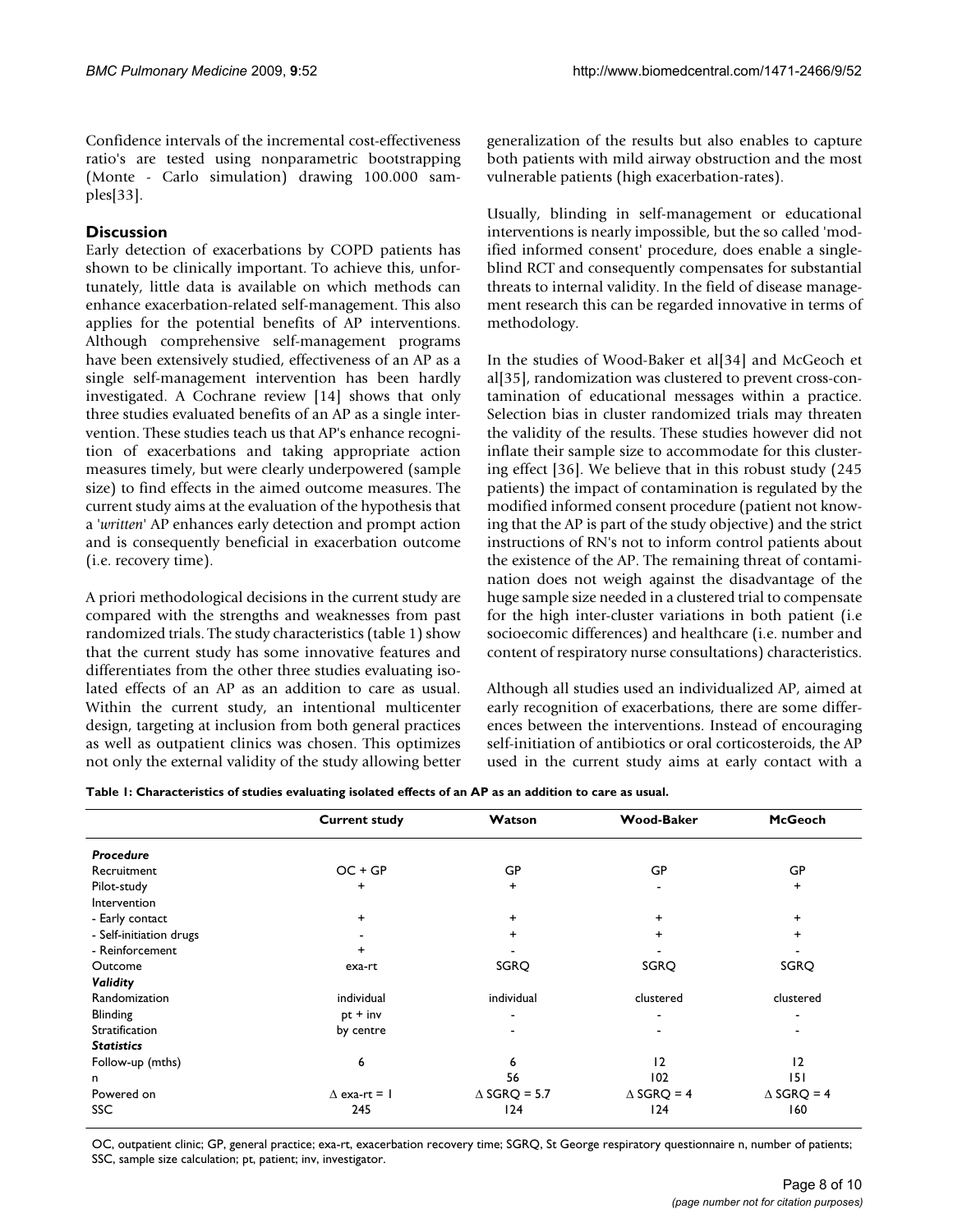Confidence intervals of the incremental cost-effectiveness ratio's are tested using nonparametric bootstrapping (Monte - Carlo simulation) drawing 100.000 samples[33].

## Discussion

Early detection of exacerbations by COPD patients has shown to be clinically important. To achieve this, unfortunately, little data is available on which methods can enhance exacerbation-related self-management. This also applies for the potential benefits of AP interventions. Although comprehensive self-management programs have been extensively studied, effectiveness of an AP as a single self-management intervention has been hardly investigated. A Cochrane review [14] shows that only three studies evaluated benefits of an AP as a single intervention. These studies teach us that AP's enhance recognition of exacerbations and taking appropriate action measures timely, but were clearly underpowered (sample size) to find effects in the aimed outcome measures. The current study aims at the evaluation of the hypothesis that a '*written*' AP enhances early detection and prompt action and is consequently beneficial in exacerbation outcome (i.e. recovery time).

A priori methodological decisions in the current study are compared with the strengths and weaknesses from past randomized trials. The study characteristics (table 1) show that the current study has some innovative features and differentiates from the other three studies evaluating isolated effects of an AP as an addition to care as usual. Within the current study, an intentional multicenter design, targeting at inclusion from both general practices as well as outpatient clinics was chosen. This optimizes not only the external validity of the study allowing better generalization of the results but also enables to capture both patients with mild airway obstruction and the most vulnerable patients (high exacerbation-rates).

Usually, blinding in self-management or educational interventions is nearly impossible, but the so called 'modified informed consent' procedure, does enable a single-blind RCT and consequently compensates for substantial threats to internal validity. In the field of disease management research this can be regarded innovative in terms of methodology.

In the studies of Wood-Baker et al[34] and McGeoch et al[35], randomization was clustered to prevent cross-contamination of educational messages within a practice. Selection bias in cluster randomized trials may threaten the validity of the results. These studies however did not inflate their sample size to accommodate for this clustering effect [36]. We believe that in this robust study (245 patients) the impact of contamination is regulated by the modified informed consent procedure (patient not knowing that the AP is part of the study objective) and the strict instructions of RN's not to inform control patients about the existence of the AP. The remaining threat of contamination does not weigh against the disadvantage of the huge sample size needed in a clustered trial to compensate for the high inter-cluster variations in both patient (i.e socioecomic differences) and healthcare (i.e. number and content of respiratory nurse consultations) characteristics.

Although all studies used an individualized AP, aimed at early recognition of exacerbations, there are some differences between the interventions. Instead of encouraging self-initiation of antibiotics or oral corticosteroids, the AP used in the current study aims at early contact with a

**Table 1: Characteristics of studies evaluating isolated effects of an AP as an addition to care as usual.**

| | Current study | Watson | Wood-Baker | McGeoch |
|---|---|---|---|---|
| ***Procedure*** | | | | |
| Recruitment | OC + GP | GP | GP | GP |
| Pilot-study | + | + | - | + |
| Intervention | | | | |
| - Early contact | + | + | + | + |
| - Self-initiation drugs | - | + | + | + |
| - Reinforcement | + | - | - | - |
| Outcome | exa-rt | SGRQ | SGRQ | SGRQ |
| ***Validity*** | | | | |
| Randomization | individual | individual | clustered | clustered |
| Blinding | pt + inv | - | - | - |
| Stratification | by centre | - | - | - |
| ***Statistics*** | | | | |
| Follow-up (mths) | 6 | 6 | 12 | 12 |
| n | | 56 | 102 | 151 |
| Powered on | $\Delta$ exa-rt = 1 | $\Delta$ SGRQ = 5.7 | $\Delta$ SGRQ = 4 | $\Delta$ SGRQ = 4 |
| SSC | 245 | 124 | 124 | 160 |

OC, outpatient clinic; GP, general practice; exa-rt, exacerbation recovery time; SGRQ, St George respiratory questionnaire n, number of patients; SSC, sample size calculation; pt, patient; inv, investigator.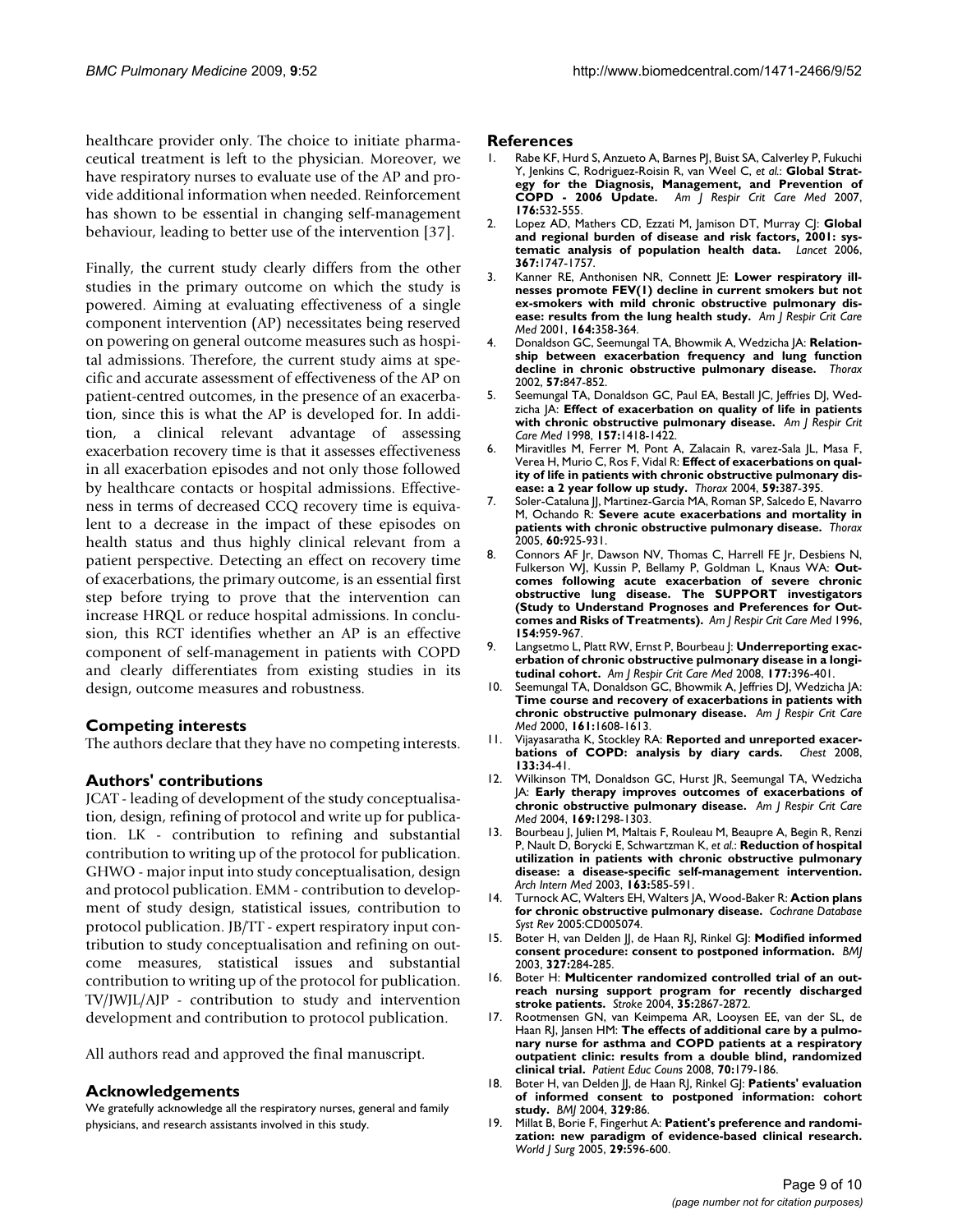healthcare provider only. The choice to initiate pharmaceutical treatment is left to the physician. Moreover, we have respiratory nurses to evaluate use of the AP and provide additional information when needed. Reinforcement has shown to be essential in changing self-management behaviour, leading to better use of the intervention [37].

Finally, the current study clearly differs from the other studies in the primary outcome on which the study is powered. Aiming at evaluating effectiveness of a single component intervention (AP) necessitates being reserved on powering on general outcome measures such as hospital admissions. Therefore, the current study aims at specific and accurate assessment of effectiveness of the AP on patient-centred outcomes, in the presence of an exacerbation, since this is what the AP is developed for. In addition, a clinical relevant advantage of assessing exacerbation recovery time is that it assesses effectiveness in all exacerbation episodes and not only those followed by healthcare contacts or hospital admissions. Effectiveness in terms of decreased CCQ recovery time is equivalent to a decrease in the impact of these episodes on health status and thus highly clinical relevant from a patient perspective. Detecting an effect on recovery time of exacerbations, the primary outcome, is an essential first step before trying to prove that the intervention can increase HRQL or reduce hospital admissions. In conclusion, this RCT identifies whether an AP is an effective component of self-management in patients with COPD and clearly differentiates from existing studies in its design, outcome measures and robustness.

## Competing interests

The authors declare that they have no competing interests.

## Authors' contributions

JCAT - leading of development of the study conceptualisation, design, refining of protocol and write up for publication. LK - contribution to refining and substantial contribution to writing up of the protocol for publication. GHWO - major input into study conceptualisation, design and protocol publication. EMM - contribution to development of study design, statistical issues, contribution to protocol publication. JB/TT - expert respiratory input contribution to study conceptualisation and refining on outcome measures, statistical issues and substantial contribution to writing up of the protocol for publication. TV/JWJL/AJP - contribution to study and intervention development and contribution to protocol publication.

All authors read and approved the final manuscript.

## Acknowledgements

We gratefully acknowledge all the respiratory nurses, general and family physicians, and research assistants involved in this study.

## References

1. Rabe KF, Hurd S, Anzueto A, Barnes PJ, Buist SA, Calverley P, Fukuchi Y, Jenkins C, Rodriguez-Roisin R, van Weel C, *et al.*: **Global Strategy for the Diagnosis, Management, and Prevention of COPD - 2006 Update.** *Am J Respir Crit Care Med* 2007, **176:**532-555.
2. Lopez AD, Mathers CD, Ezzati M, Jamison DT, Murray CJ: **Global and regional burden of disease and risk factors, 2001: systematic analysis of population health data.** *Lancet* 2006, **367:**1747-1757.
3. Kanner RE, Anthonisen NR, Connett JE: **Lower respiratory illnesses promote FEV(1) decline in current smokers but not ex-smokers with mild chronic obstructive pulmonary disease: results from the lung health study.** *Am J Respir Crit Care Med* 2001, **164:**358-364.
4. Donaldson GC, Seemungal TA, Bhowmik A, Wedzicha JA: **Relationship between exacerbation frequency and lung function decline in chronic obstructive pulmonary disease.** *Thorax* 2002, **57:**847-852.
5. Seemungal TA, Donaldson GC, Paul EA, Bestall JC, Jeffries DJ, Wedzicha JA: **Effect of exacerbation on quality of life in patients with chronic obstructive pulmonary disease.** *Am J Respir Crit Care Med* 1998, **157:**1418-1422.
6. Miravitlles M, Ferrer M, Pont A, Zalacain R, varez-Sala JL, Masa F, Verea H, Murio C, Ros F, Vidal R: **Effect of exacerbations on quality of life in patients with chronic obstructive pulmonary disease: a 2 year follow up study.** *Thorax* 2004, **59:**387-395.
7. Soler-Cataluna JJ, Martinez-Garcia MA, Roman SP, Salcedo E, Navarro M, Ochando R: **Severe acute exacerbations and mortality in patients with chronic obstructive pulmonary disease.** *Thorax* 2005, **60:**925-931.
8. Connors AF Jr, Dawson NV, Thomas C, Harrell FE Jr, Desbiens N, Fulkerson WJ, Kussin P, Bellamy P, Goldman L, Knaus WA: **Outcomes following acute exacerbation of severe chronic obstructive lung disease. The SUPPORT investigators (Study to Understand Prognoses and Preferences for Outcomes and Risks of Treatments).** *Am J Respir Crit Care Med* 1996, **154:**959-967.
9. Langsetmo L, Platt RW, Ernst P, Bourbeau J: **Underreporting exacerbation of chronic obstructive pulmonary disease in a longitudinal cohort.** *Am J Respir Crit Care Med* 2008, **177:**396-401.
10. Seemungal TA, Donaldson GC, Bhowmik A, Jeffries DJ, Wedzicha JA: **Time course and recovery of exacerbations in patients with chronic obstructive pulmonary disease.** *Am J Respir Crit Care Med* 2000, **161:**1608-1613.
11. Vijayasaratha K, Stockley RA: **Reported and unreported exacerbations of COPD: analysis by diary cards.** *Chest* 2008, **133:**34-41.
12. Wilkinson TM, Donaldson GC, Hurst JR, Seemungal TA, Wedzicha JA: **Early therapy improves outcomes of exacerbations of chronic obstructive pulmonary disease.** *Am J Respir Crit Care Med* 2004, **169:**1298-1303.
13. Bourbeau J, Julien M, Maltais F, Rouleau M, Beaupre A, Begin R, Renzi P, Nault D, Borycki E, Schwartzman K, *et al.*: **Reduction of hospital utilization in patients with chronic obstructive pulmonary disease: a disease-specific self-management intervention.** *Arch Intern Med* 2003, **163:**585-591.
14. Turnock AC, Walters EH, Walters JA, Wood-Baker R: **Action plans for chronic obstructive pulmonary disease.** *Cochrane Database Syst Rev* 2005:CD005074.
15. Boter H, van Delden JJ, de Haan RJ, Rinkel GJ: **Modified informed consent procedure: consent to postponed information.** *BMJ* 2003, **327:**284-285.
16. Boter H: **Multicenter randomized controlled trial of an outreach nursing support program for recently discharged stroke patients.** *Stroke* 2004, **35:**2867-2872.
17. Rootmensen GN, van Keimpema AR, Looysen EE, van der SL, de Haan RJ, Jansen HM: **The effects of additional care by a pulmonary nurse for asthma and COPD patients at a respiratory outpatient clinic: results from a double blind, randomized clinical trial.** *Patient Educ Couns* 2008, **70:**179-186.
18. Boter H, van Delden JJ, de Haan RJ, Rinkel GJ: **Patients' evaluation of informed consent to postponed information: cohort study.** *BMJ* 2004, **329:**86.
19. Millat B, Borie F, Fingerhut A: **Patient's preference and randomization: new paradigm of evidence-based clinical research.** *World J Surg* 2005, **29:**596-600.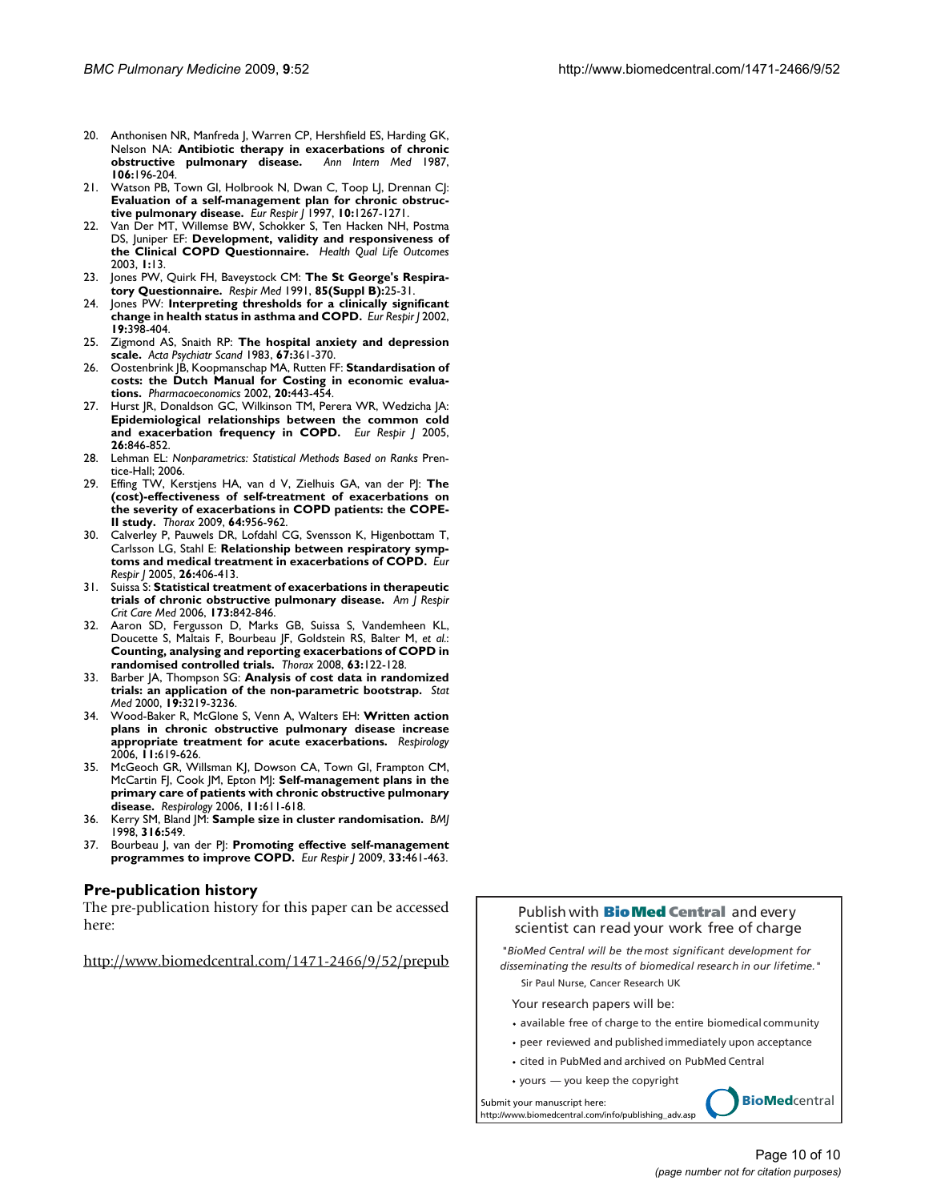20. Anthonisen NR, Manfreda J, Warren CP, Hershfield ES, Harding GK, Nelson NA: **Antibiotic therapy in exacerbations of chronic obstructive pulmonary disease.** *Ann Intern Med* 1987, **106:**196-204.
21. Watson PB, Town GI, Holbrook N, Dwan C, Toop LJ, Drennan CJ: **Evaluation of a self-management plan for chronic obstructive pulmonary disease.** *Eur Respir J* 1997, **10:**1267-1271.
22. Van Der MT, Willemse BW, Schokker S, Ten Hacken NH, Postma DS, Juniper EF: **Development, validity and responsiveness of the Clinical COPD Questionnaire.** *Health Qual Life Outcomes* 2003, **1:**13.
23. Jones PW, Quirk FH, Baveystock CM: **The St George's Respiratory Questionnaire.** *Respir Med* 1991, **85(Suppl B):**25-31.
24. Jones PW: **Interpreting thresholds for a clinically significant change in health status in asthma and COPD.** *Eur Respir J* 2002, **19:**398-404.
25. Zigmond AS, Snaith RP: **The hospital anxiety and depression scale.** *Acta Psychiatr Scand* 1983, **67:**361-370.
26. Oostenbrink JB, Koopmanschap MA, Rutten FF: **Standardisation of costs: the Dutch Manual for Costing in economic evaluations.** *Pharmacoeconomics* 2002, **20:**443-454.
27. Hurst JR, Donaldson GC, Wilkinson TM, Perera WR, Wedzicha JA: **Epidemiological relationships between the common cold and exacerbation frequency in COPD.** *Eur Respir J* 2005, **26:**846-852.
28. Lehman EL: *Nonparametrics: Statistical Methods Based on Ranks* Prentice-Hall; 2006.
29. Effing TW, Kerstjens HA, van d V, Zielhuis GA, van der PJ: **The (cost)-effectiveness of self-treatment of exacerbations on the severity of exacerbations in COPD patients: the COPE-II study.** *Thorax* 2009, **64:**956-962.
30. Calverley P, Pauwels DR, Lofdahl CG, Svensson K, Higenbottam T, Carlsson LG, Stahl E: **Relationship between respiratory symptoms and medical treatment in exacerbations of COPD.** *Eur Respir J* 2005, **26:**406-413.
31. Suissa S: **Statistical treatment of exacerbations in therapeutic trials of chronic obstructive pulmonary disease.** *Am J Respir Crit Care Med* 2006, **173:**842-846.
32. Aaron SD, Fergusson D, Marks GB, Suissa S, Vandemheen KL, Doucette S, Maltais F, Bourbeau JF, Goldstein RS, Balter M, *et al.*: **Counting, analysing and reporting exacerbations of COPD in randomised controlled trials.** *Thorax* 2008, **63:**122-128.
33. Barber JA, Thompson SG: **Analysis of cost data in randomized trials: an application of the non-parametric bootstrap.** *Stat Med* 2000, **19:**3219-3236.
34. Wood-Baker R, McGlone S, Venn A, Walters EH: **Written action plans in chronic obstructive pulmonary disease increase appropriate treatment for acute exacerbations.** *Respirology* 2006, **11:**619-626.
35. McGeoch GR, Willsman KJ, Dowson CA, Town GI, Frampton CM, McCartin FJ, Cook JM, Epton MJ: **Self-management plans in the primary care of patients with chronic obstructive pulmonary disease.** *Respirology* 2006, **11:**611-618.
36. Kerry SM, Bland JM: **Sample size in cluster randomisation.** *BMJ* 1998, **316:**549.
37. Bourbeau J, van der PJ: **Promoting effective self-management programmes to improve COPD.** *Eur Respir J* 2009, **33:**461-463.

## Pre-publication history

The pre-publication history for this paper can be accessed here:

http://www.biomedcentral.com/1471-2466/9/52/prepub

Publish with **BioMed Central** and every scientist can read your work free of charge

*"BioMed Central will be the most significant development for disseminating the results of biomedical research in our lifetime."*

Sir Paul Nurse, Cancer Research UK

Your research papers will be:

- available free of charge to the entire biomedical community
- peer reviewed and published immediately upon acceptance
- cited in PubMed and archived on PubMed Central
- yours — you keep the copyright

Submit your manuscript here:
http://www.biomedcentral.com/info/publishing_adv.asp

BioMedcentral